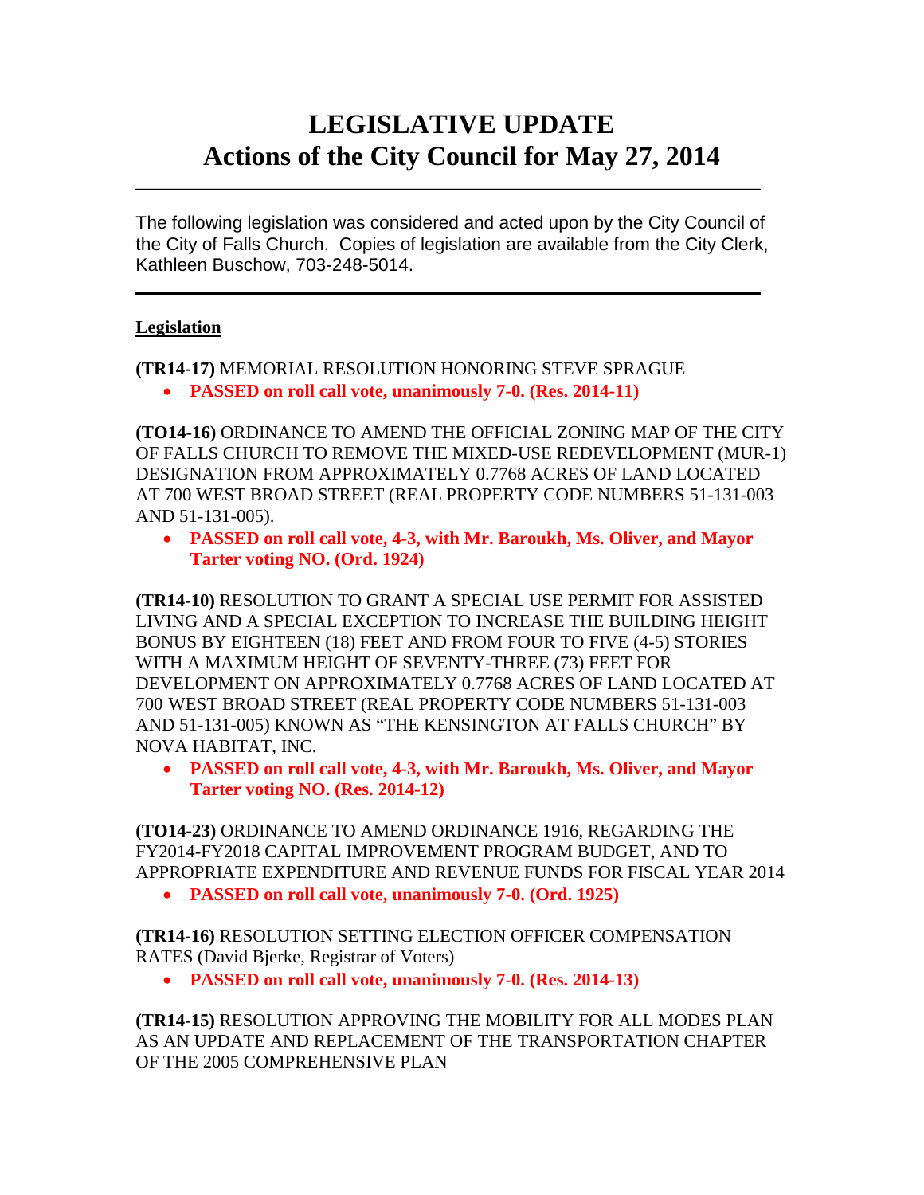# LEGISLATIVE UPDATE
# Actions of the City Council for May 27, 2014

---

The following legislation was considered and acted upon by the City Council of the City of Falls Church. Copies of legislation are available from the City Clerk, Kathleen Buschow, 703-248-5014.

---

## Legislation

**(TR14-17)** MEMORIAL RESOLUTION HONORING STEVE SPRAGUE

- **PASSED on roll call vote, unanimously 7-0. (Res. 2014-11)**

**(TO14-16)** ORDINANCE TO AMEND THE OFFICIAL ZONING MAP OF THE CITY OF FALLS CHURCH TO REMOVE THE MIXED-USE REDEVELOPMENT (MUR-1) DESIGNATION FROM APPROXIMATELY 0.7768 ACRES OF LAND LOCATED AT 700 WEST BROAD STREET (REAL PROPERTY CODE NUMBERS 51-131-003 AND 51-131-005).

- **PASSED on roll call vote, 4-3, with Mr. Baroukh, Ms. Oliver, and Mayor Tarter voting NO. (Ord. 1924)**

**(TR14-10)** RESOLUTION TO GRANT A SPECIAL USE PERMIT FOR ASSISTED LIVING AND A SPECIAL EXCEPTION TO INCREASE THE BUILDING HEIGHT BONUS BY EIGHTEEN (18) FEET AND FROM FOUR TO FIVE (4-5) STORIES WITH A MAXIMUM HEIGHT OF SEVENTY-THREE (73) FEET FOR DEVELOPMENT ON APPROXIMATELY 0.7768 ACRES OF LAND LOCATED AT 700 WEST BROAD STREET (REAL PROPERTY CODE NUMBERS 51-131-003 AND 51-131-005) KNOWN AS "THE KENSINGTON AT FALLS CHURCH" BY NOVA HABITAT, INC.

- **PASSED on roll call vote, 4-3, with Mr. Baroukh, Ms. Oliver, and Mayor Tarter voting NO. (Res. 2014-12)**

**(TO14-23)** ORDINANCE TO AMEND ORDINANCE 1916, REGARDING THE FY2014-FY2018 CAPITAL IMPROVEMENT PROGRAM BUDGET, AND TO APPROPRIATE EXPENDITURE AND REVENUE FUNDS FOR FISCAL YEAR 2014

- **PASSED on roll call vote, unanimously 7-0. (Ord. 1925)**

**(TR14-16)** RESOLUTION SETTING ELECTION OFFICER COMPENSATION RATES (David Bjerke, Registrar of Voters)

- **PASSED on roll call vote, unanimously 7-0. (Res. 2014-13)**

**(TR14-15)** RESOLUTION APPROVING THE MOBILITY FOR ALL MODES PLAN AS AN UPDATE AND REPLACEMENT OF THE TRANSPORTATION CHAPTER OF THE 2005 COMPREHENSIVE PLAN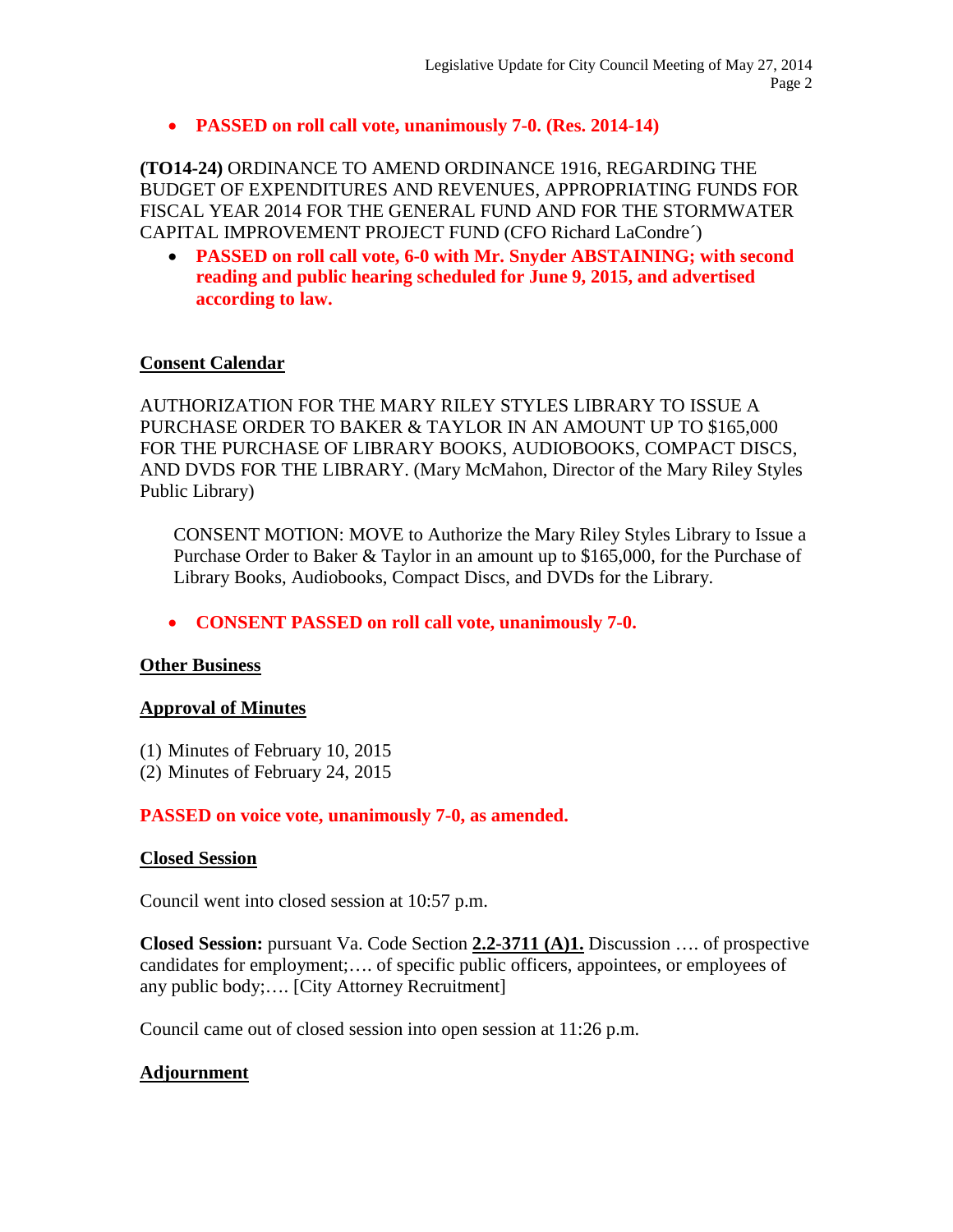- **PASSED on roll call vote, unanimously 7-0. (Res. 2014-14)**

**(TO14-24)** ORDINANCE TO AMEND ORDINANCE 1916, REGARDING THE BUDGET OF EXPENDITURES AND REVENUES, APPROPRIATING FUNDS FOR FISCAL YEAR 2014 FOR THE GENERAL FUND AND FOR THE STORMWATER CAPITAL IMPROVEMENT PROJECT FUND (CFO Richard LaCondre´)

- **PASSED on roll call vote, 6-0 with Mr. Snyder ABSTAINING; with second reading and public hearing scheduled for June 9, 2015, and advertised according to law.**

## Consent Calendar

AUTHORIZATION FOR THE MARY RILEY STYLES LIBRARY TO ISSUE A PURCHASE ORDER TO BAKER & TAYLOR IN AN AMOUNT UP TO $165,000 FOR THE PURCHASE OF LIBRARY BOOKS, AUDIOBOOKS, COMPACT DISCS, AND DVDS FOR THE LIBRARY. (Mary McMahon, Director of the Mary Riley Styles Public Library)

> CONSENT MOTION: MOVE to Authorize the Mary Riley Styles Library to Issue a Purchase Order to Baker & Taylor in an amount up to $165,000, for the Purchase of Library Books, Audiobooks, Compact Discs, and DVDs for the Library.

- **CONSENT PASSED on roll call vote, unanimously 7-0.**

## Other Business

## Approval of Minutes

(1) Minutes of February 10, 2015
(2) Minutes of February 24, 2015

**PASSED on voice vote, unanimously 7-0, as amended.**

## Closed Session

Council went into closed session at 10:57 p.m.

**Closed Session:** pursuant Va. Code Section **2.2-3711 (A)1.** Discussion …. of prospective candidates for employment;…. of specific public officers, appointees, or employees of any public body;…. [City Attorney Recruitment]

Council came out of closed session into open session at 11:26 p.m.

## Adjournment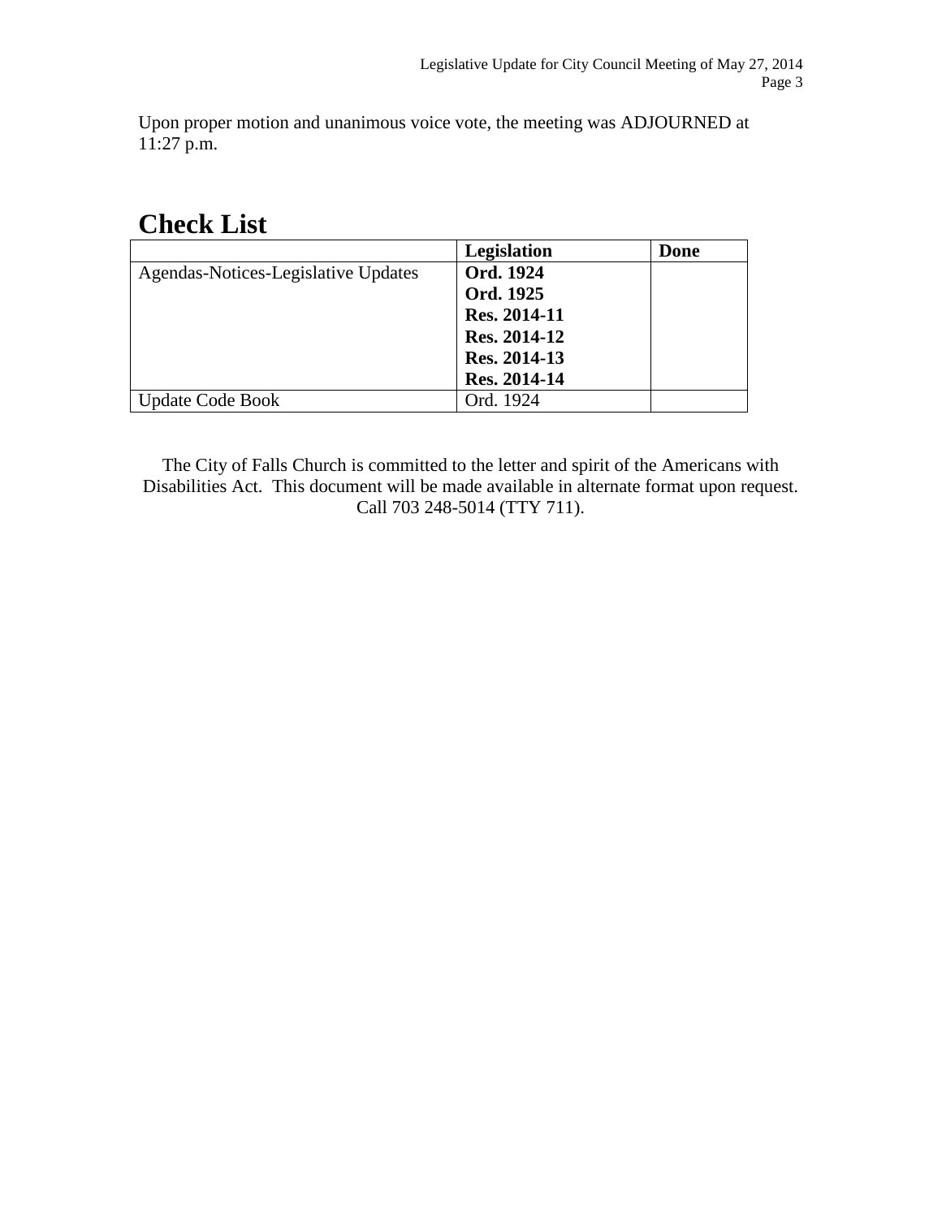Upon proper motion and unanimous voice vote, the meeting was ADJOURNED at 11:27 p.m.

# Check List

| | Legislation | Done |
|---|---|---|
| Agendas-Notices-Legislative Updates | **Ord. 1924**<br>**Ord. 1925**<br>**Res. 2014-11**<br>**Res. 2014-12**<br>**Res. 2014-13**<br>**Res. 2014-14** | |
| Update Code Book | Ord. 1924 | |

The City of Falls Church is committed to the letter and spirit of the Americans with Disabilities Act. This document will be made available in alternate format upon request. Call 703 248-5014 (TTY 711).